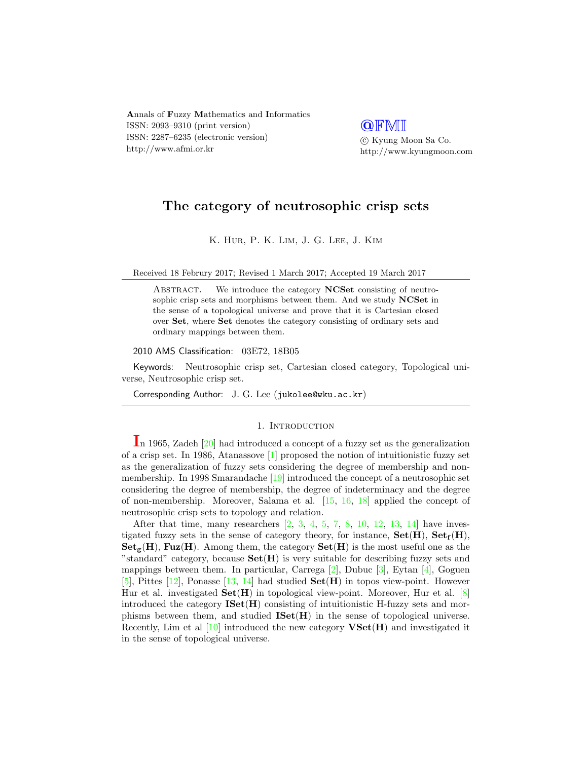Annals of Fuzzy Mathematics and Informatics
ISSN: 2093–9310 (print version)
ISSN: 2287–6235 (electronic version)
http://www.afmi.or.kr

@FMI
© Kyung Moon Sa Co.
http://www.kyungmoon.com

# The category of neutrosophic crisp sets

K. Hur, P. K. Lim, J. G. Lee, J. Kim

Received 18 Februry 2017; Revised 1 March 2017; Accepted 19 March 2017

Abstract. We introduce the category **NCSet** consisting of neutrosophic crisp sets and morphisms between them. And we study **NCSet** in the sense of a topological universe and prove that it is Cartesian closed over **Set**, where **Set** denotes the category consisting of ordinary sets and ordinary mappings between them.

2010 AMS Classification: 03E72, 18B05

Keywords: Neutrosophic crisp set, Cartesian closed category, Topological universe, Neutrosophic crisp set.

Corresponding Author: J. G. Lee (jukolee@wku.ac.kr)

## 1. Introduction

In 1965, Zadeh [20] had introduced a concept of a fuzzy set as the generalization of a crisp set. In 1986, Atanassove [1] proposed the notion of intuitionistic fuzzy set as the generalization of fuzzy sets considering the degree of membership and non-membership. In 1998 Smarandache [19] introduced the concept of a neutrosophic set considering the degree of membership, the degree of indeterminacy and the degree of non-membership. Moreover, Salama et al. [15, 16, 18] applied the concept of neutrosophic crisp sets to topology and relation.

After that time, many researchers [2, 3, 4, 5, 7, 8, 10, 12, 13, 14] have investigated fuzzy sets in the sense of category theory, for instance, $\mathbf{Set(H)}$, $\mathbf{Set_f(H)}$, $\mathbf{Set_g(H)}$, $\mathbf{Fuz(H)}$. Among them, the category $\mathbf{Set(H)}$ is the most useful one as the "standard" category, because $\mathbf{Set(H)}$ is very suitable for describing fuzzy sets and mappings between them. In particular, Carrega [2], Dubuc [3], Eytan [4], Goguen [5], Pittes [12], Ponasse [13, 14] had studied $\mathbf{Set(H)}$ in topos view-point. However Hur et al. investigated $\mathbf{Set(H)}$ in topological view-point. Moreover, Hur et al. [8] introduced the category $\mathbf{ISet(H)}$ consisting of intuitionistic H-fuzzy sets and morphisms between them, and studied $\mathbf{ISet(H)}$ in the sense of topological universe. Recently, Lim et al [10] introduced the new category $\mathbf{VSet(H)}$ and investigated it in the sense of topological universe.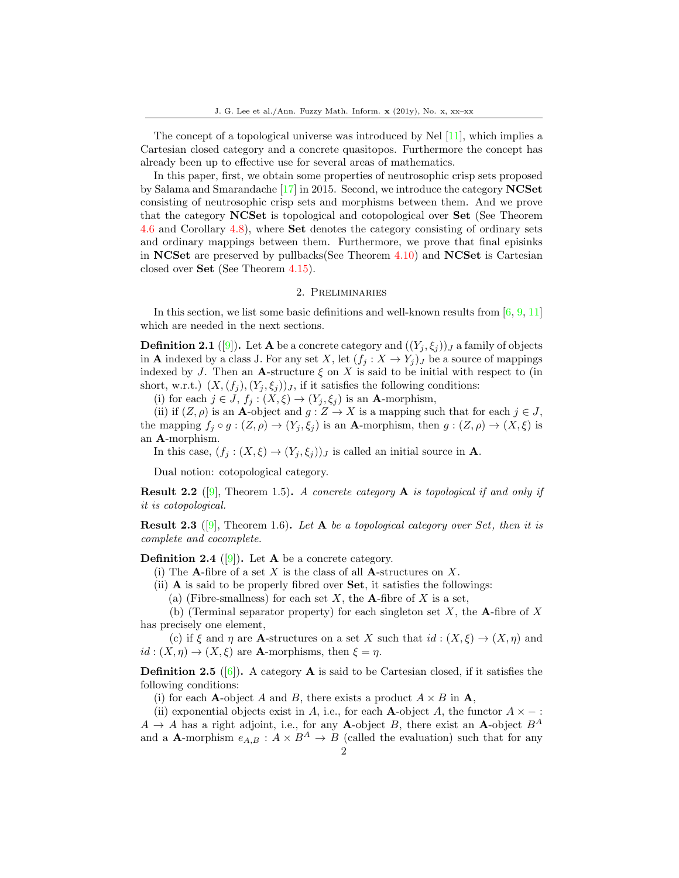The concept of a topological universe was introduced by Nel [11], which implies a Cartesian closed category and a concrete quasitopos. Furthermore the concept has already been up to effective use for several areas of mathematics.

In this paper, first, we obtain some properties of neutrosophic crisp sets proposed by Salama and Smarandache [17] in 2015. Second, we introduce the category **NCSet** consisting of neutrosophic crisp sets and morphisms between them. And we prove that the category **NCSet** is topological and cotopological over **Set** (See Theorem 4.6 and Corollary 4.8), where **Set** denotes the category consisting of ordinary sets and ordinary mappings between them. Furthermore, we prove that final episinks in **NCSet** are preserved by pullbacks(See Theorem 4.10) and **NCSet** is Cartesian closed over **Set** (See Theorem 4.15).

## 2. Preliminaries

In this section, we list some basic definitions and well-known results from [6, 9, 11] which are needed in the next sections.

**Definition 2.1** ([9]). Let **A** be a concrete category and $((Y_j, \xi_j))_J$ a family of objects in **A** indexed by a class J. For any set $X$, let $(f_j : X \to Y_j)_J$ be a source of mappings indexed by $J$. Then an **A**-structure $\xi$ on $X$ is said to be initial with respect to (in short, w.r.t.) $(X, (f_j), (Y_j, \xi_j))_J$, if it satisfies the following conditions:

(i) for each $j \in J$, $f_j : (X, \xi) \to (Y_j, \xi_j)$ is an **A**-morphism,

(ii) if $(Z, \rho)$ is an **A**-object and $g : Z \to X$ is a mapping such that for each $j \in J$, the mapping $f_j \circ g : (Z, \rho) \to (Y_j, \xi_j)$ is an **A**-morphism, then $g : (Z, \rho) \to (X, \xi)$ is an **A**-morphism.

In this case, $(f_j : (X, \xi) \to (Y_j, \xi_j))_J$ is called an initial source in **A**.

Dual notion: cotopological category.

**Result 2.2** ([9], Theorem 1.5). *A concrete category* **A** *is topological if and only if it is cotopological.*

**Result 2.3** ([9], Theorem 1.6). *Let* **A** *be a topological category over Set, then it is complete and cocomplete.*

**Definition 2.4** ([9]). Let **A** be a concrete category.

(i) The **A**-fibre of a set $X$ is the class of all **A**-structures on $X$.

(ii) **A** is said to be properly fibred over **Set**, it satisfies the followings:

(a) (Fibre-smallness) for each set $X$, the **A**-fibre of $X$ is a set,

(b) (Terminal separator property) for each singleton set $X$, the **A**-fibre of $X$ has precisely one element,

(c) if $\xi$ and $\eta$ are **A**-structures on a set $X$ such that $id : (X, \xi) \to (X, \eta)$ and $id : (X, \eta) \to (X, \xi)$ are **A**-morphisms, then $\xi = \eta$.

**Definition 2.5** ([6]). A category **A** is said to be Cartesian closed, if it satisfies the following conditions:

(i) for each **A**-object $A$ and $B$, there exists a product $A \times B$ in **A**,

(ii) exponential objects exist in $A$, i.e., for each **A**-object $A$, the functor $A \times - : A \to A$ has a right adjoint, i.e., for any **A**-object $B$, there exist an **A**-object $B^A$ and a **A**-morphism $e_{A,B} : A \times B^A \to B$ (called the evaluation) such that for any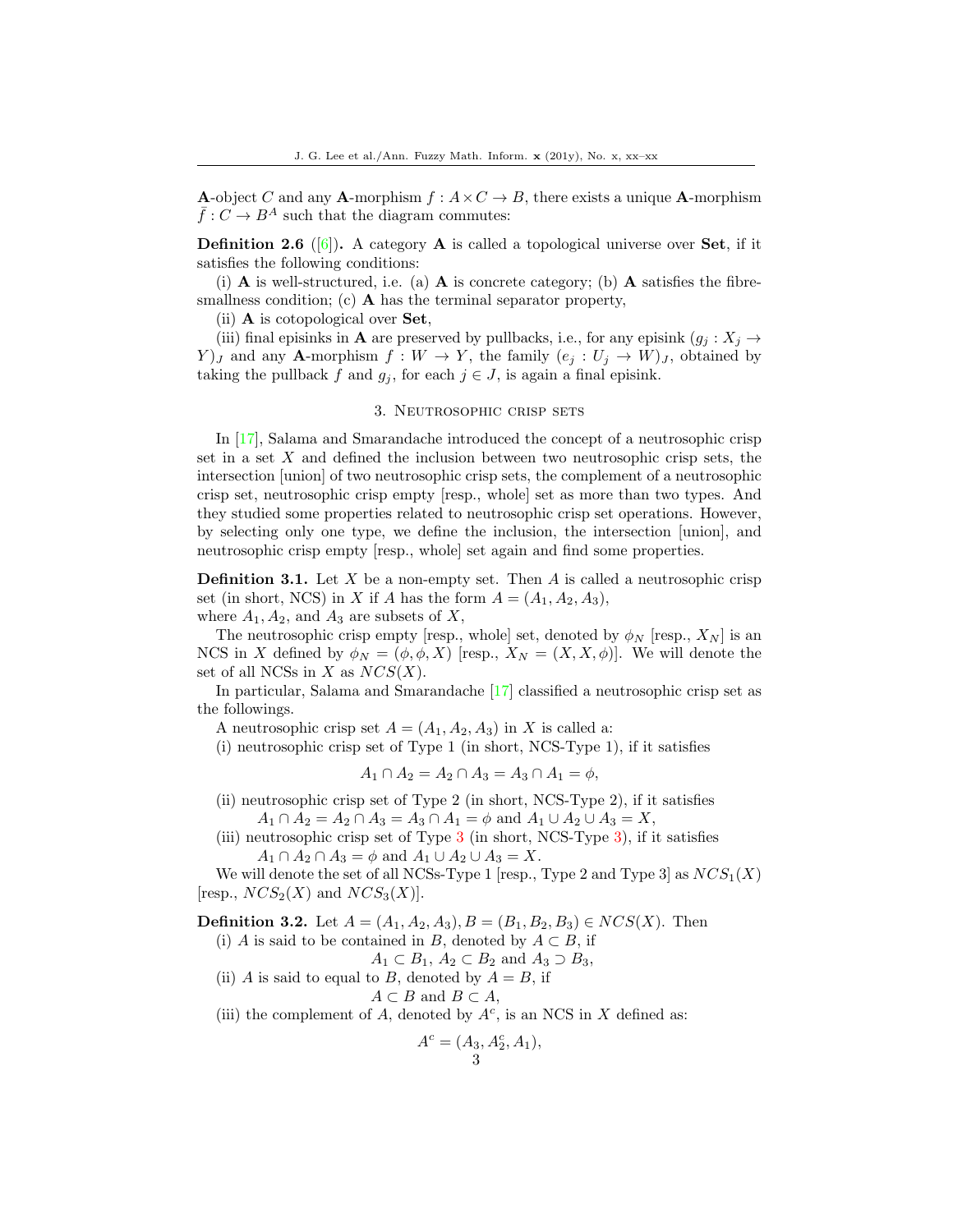**A**-object $C$ and any **A**-morphism $f : A \times C \to B$, there exists a unique **A**-morphism $\bar{f} : C \to B^A$ such that the diagram commutes:

**Definition 2.6** ([6]). A category **A** is called a topological universe over **Set**, if it satisfies the following conditions:

(i) **A** is well-structured, i.e. (a) **A** is concrete category; (b) **A** satisfies the fibre-smallness condition; (c) **A** has the terminal separator property,

(ii) **A** is cotopological over **Set**,

(iii) final episinks in **A** are preserved by pullbacks, i.e., for any episink $(g_j : X_j \to Y)_J$ and any **A**-morphism $f : W \to Y$, the family $(e_j : U_j \to W)_J$, obtained by taking the pullback $f$ and $g_j$, for each $j \in J$, is again a final episink.

## 3. Neutrosophic crisp sets

In [17], Salama and Smarandache introduced the concept of a neutrosophic crisp set in a set $X$ and defined the inclusion between two neutrosophic crisp sets, the intersection [union] of two neutrosophic crisp sets, the complement of a neutrosophic crisp set, neutrosophic crisp empty [resp., whole] set as more than two types. And they studied some properties related to neutrosophic crisp set operations. However, by selecting only one type, we define the inclusion, the intersection [union], and neutrosophic crisp empty [resp., whole] set again and find some properties.

**Definition 3.1.** Let $X$ be a non-empty set. Then $A$ is called a neutrosophic crisp set (in short, NCS) in $X$ if $A$ has the form $A = (A_1, A_2, A_3)$,
where $A_1, A_2$, and $A_3$ are subsets of $X$,

The neutrosophic crisp empty [resp., whole] set, denoted by $\phi_N$ [resp., $X_N$] is an NCS in $X$ defined by $\phi_N = (\phi, \phi, X)$ [resp., $X_N = (X, X, \phi)$]. We will denote the set of all NCSs in $X$ as $NCS(X)$.

In particular, Salama and Smarandache [17] classified a neutrosophic crisp set as the followings.

A neutrosophic crisp set $A = (A_1, A_2, A_3)$ in $X$ is called a:

(i) neutrosophic crisp set of Type 1 (in short, NCS-Type 1), if it satisfies

$$A_1 \cap A_2 = A_2 \cap A_3 = A_3 \cap A_1 = \phi,$$

(ii) neutrosophic crisp set of Type 2 (in short, NCS-Type 2), if it satisfies
$A_1 \cap A_2 = A_2 \cap A_3 = A_3 \cap A_1 = \phi$ and $A_1 \cup A_2 \cup A_3 = X$,

(iii) neutrosophic crisp set of Type 3 (in short, NCS-Type 3), if it satisfies
$A_1 \cap A_2 \cap A_3 = \phi$ and $A_1 \cup A_2 \cup A_3 = X$.

We will denote the set of all NCSs-Type 1 [resp., Type 2 and Type 3] as $NCS_1(X)$ [resp., $NCS_2(X)$ and $NCS_3(X)$].

**Definition 3.2.** Let $A = (A_1, A_2, A_3), B = (B_1, B_2, B_3) \in NCS(X)$. Then

(i) $A$ is said to be contained in $B$, denoted by $A \subset B$, if

$$A_1 \subset B_1,\ A_2 \subset B_2 \text{ and } A_3 \supset B_3,$$

(ii) $A$ is said to equal to $B$, denoted by $A = B$, if

$$A \subset B \text{ and } B \subset A,$$

(iii) the complement of $A$, denoted by $A^c$, is an NCS in $X$ defined as:

$$A^c = (A_3, A_2^c, A_1),$$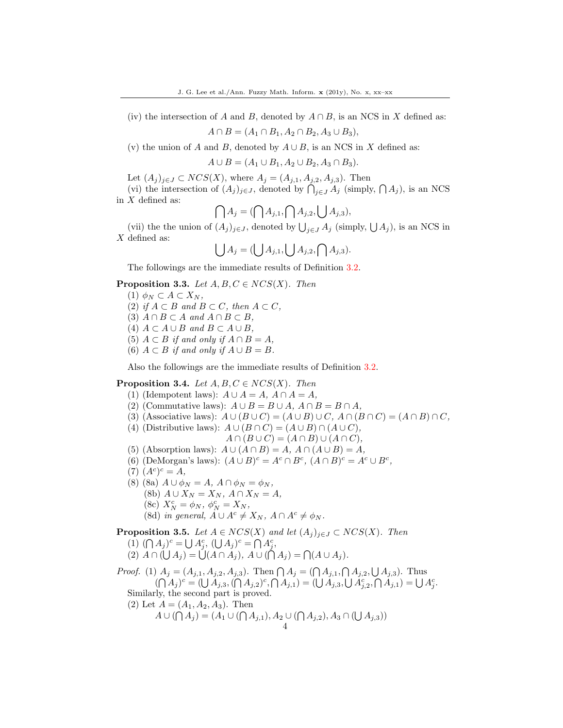(iv) the intersection of $A$ and $B$, denoted by $A \cap B$, is an NCS in $X$ defined as:

$$A \cap B = (A_1 \cap B_1, A_2 \cap B_2, A_3 \cup B_3),$$

(v) the union of $A$ and $B$, denoted by $A \cup B$, is an NCS in $X$ defined as:

$$A \cup B = (A_1 \cup B_1, A_2 \cup B_2, A_3 \cap B_3).$$

Let $(A_j)_{j \in J} \subset NCS(X)$, where $A_j = (A_{j,1}, A_{j,2}, A_{j,3})$. Then

(vi) the intersection of $(A_j)_{j \in J}$, denoted by $\bigcap_{j \in J} A_j$ (simply, $\bigcap A_j$), is an NCS in $X$ defined as:

$$\bigcap A_j = (\bigcap A_{j,1}, \bigcap A_{j,2}, \bigcup A_{j,3}),$$

(vii) the the union of $(A_j)_{j \in J}$, denoted by $\bigcup_{j \in J} A_j$ (simply, $\bigcup A_j$), is an NCS in $X$ defined as:

$$\bigcup A_j = (\bigcup A_{j,1}, \bigcup A_{j,2}, \bigcap A_{j,3}).$$

The followings are the immediate results of Definition 3.2.

**Proposition 3.3.** *Let $A, B, C \in NCS(X)$. Then*

(1) $\phi_N \subset A \subset X_N$,

(2) *if* $A \subset B$ *and* $B \subset C$, *then* $A \subset C$,

(3) $A \cap B \subset A$ *and* $A \cap B \subset B$,

(4) $A \subset A \cup B$ *and* $B \subset A \cup B$,

(5) $A \subset B$ *if and only if* $A \cap B = A$,

(6) $A \subset B$ *if and only if* $A \cup B = B$.

Also the followings are the immediate results of Definition 3.2.

**Proposition 3.4.** *Let $A, B, C \in NCS(X)$. Then*

(1) (Idempotent laws): $A \cup A = A$, $A \cap A = A$,

(2) (Commutative laws): $A \cup B = B \cup A$, $A \cap B = B \cap A$,

(3) (Associative laws): $A \cup (B \cup C) = (A \cup B) \cup C$, $A \cap (B \cap C) = (A \cap B) \cap C$,

(4) (Distributive laws): $A \cup (B \cap C) = (A \cup B) \cap (A \cup C)$,
$A \cap (B \cup C) = (A \cap B) \cup (A \cap C)$,

(5) (Absorption laws): $A \cup (A \cap B) = A$, $A \cap (A \cup B) = A$,

(6) (DeMorgan's laws): $(A \cup B)^c = A^c \cap B^c$, $(A \cap B)^c = A^c \cup B^c$,

(7) $(A^c)^c = A$,

(8) (8a) $A \cup \phi_N = A$, $A \cap \phi_N = \phi_N$,
(8b) $A \cup X_N = X_N$, $A \cap X_N = A$,
(8c) $X_N^c = \phi_N$, $\phi_N^c = X_N$,
(8d) *in general*, $A \cup A^c \neq X_N$, $A \cap A^c \neq \phi_N$.

**Proposition 3.5.** *Let $A \in NCS(X)$ and let $(A_j)_{j \in J} \subset NCS(X)$. Then*

(1) $(\bigcap A_j)^c = \bigcup A_j^c$, $(\bigcup A_j)^c = \bigcap A_j^c$,

(2) $A \cap (\bigcup A_j) = \bigcup (A \cap A_j)$, $A \cup (\bigcap A_j) = \bigcap (A \cup A_j)$.

*Proof.* (1) $A_j = (A_{j,1}, A_{j,2}, A_{j,3})$. Then $\bigcap A_j = (\bigcap A_{j,1}, \bigcap A_{j,2}, \bigcup A_{j,3})$. Thus

$$(\bigcap A_j)^c = (\bigcup A_{j,3}, (\bigcap A_{j,2})^c, \bigcap A_{j,1}) = (\bigcup A_{j,3}, \bigcup A_{j,2}^c, \bigcap A_{j,1}) = \bigcup A_j^c.$$

Similarly, the second part is proved.

(2) Let $A = (A_1, A_2, A_3)$. Then

$$A \cup (\bigcap A_j) = (A_1 \cup (\bigcap A_{j,1}), A_2 \cup (\bigcap A_{j,2}), A_3 \cap (\bigcup A_{j,3}))$$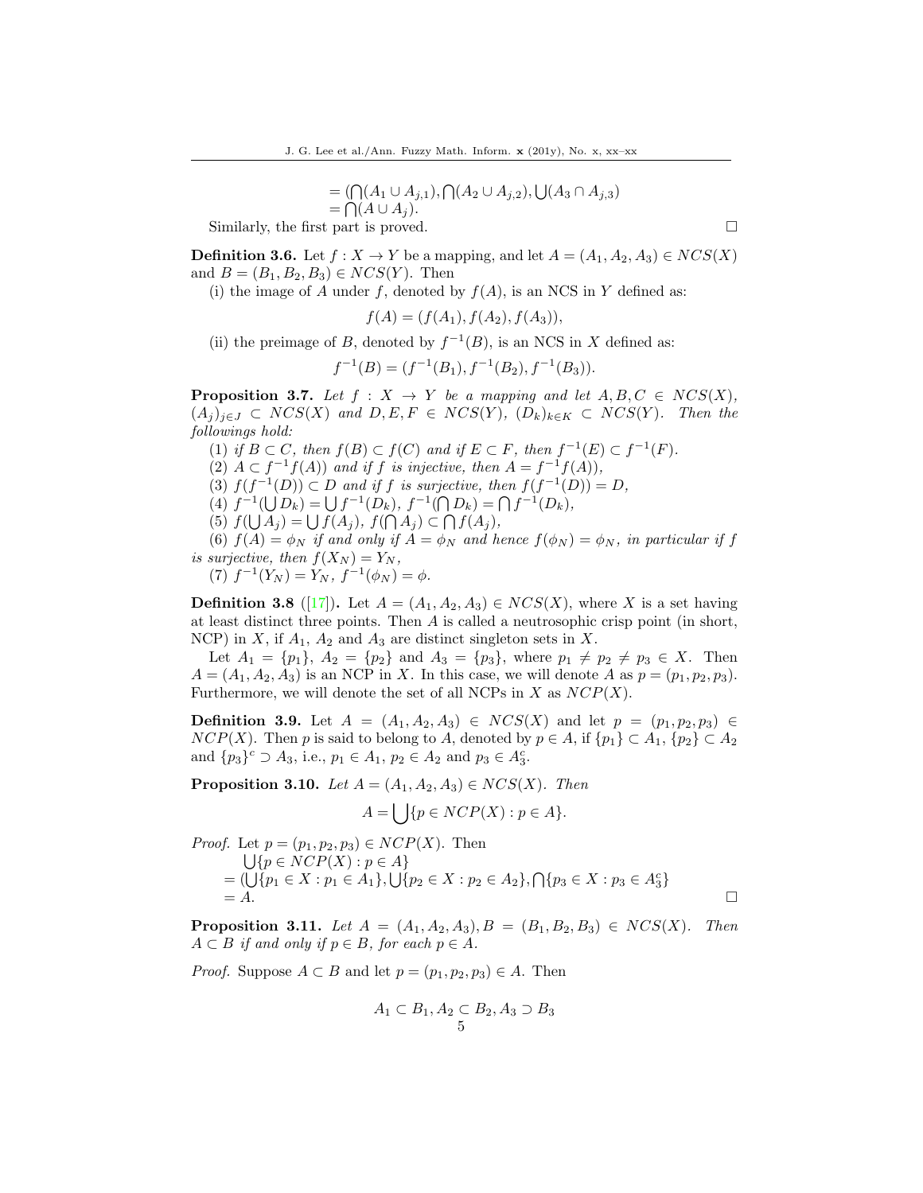$$= (\bigcap(A_1 \cup A_{j,1}), \bigcap(A_2 \cup A_{j,2}), \bigcup(A_3 \cap A_{j,3})$$
$$= \bigcap(A \cup A_j).$$

Similarly, the first part is proved. □

**Definition 3.6.** Let $f : X \to Y$ be a mapping, and let $A = (A_1, A_2, A_3) \in NCS(X)$ and $B = (B_1, B_2, B_3) \in NCS(Y)$. Then

(i) the image of $A$ under $f$, denoted by $f(A)$, is an NCS in $Y$ defined as:

$$f(A) = (f(A_1), f(A_2), f(A_3)),$$

(ii) the preimage of $B$, denoted by $f^{-1}(B)$, is an NCS in $X$ defined as:

$$f^{-1}(B) = (f^{-1}(B_1), f^{-1}(B_2), f^{-1}(B_3)).$$

**Proposition 3.7.** *Let $f : X \to Y$ be a mapping and let $A, B, C \in NCS(X)$, $(A_j)_{j \in J} \subset NCS(X)$ and $D, E, F \in NCS(Y)$, $(D_k)_{k \in K} \subset NCS(Y)$. Then the followings hold:*

(1) *if $B \subset C$, then $f(B) \subset f(C)$ and if $E \subset F$, then $f^{-1}(E) \subset f^{-1}(F)$.*

(2) *$A \subset f^{-1}f(A))$ and if $f$ is injective, then $A = f^{-1}f(A))$,*

(3) *$f(f^{-1}(D)) \subset D$ and if $f$ is surjective, then $f(f^{-1}(D)) = D$,*

(4) *$f^{-1}(\bigcup D_k) = \bigcup f^{-1}(D_k)$, $f^{-1}(\bigcap D_k) = \bigcap f^{-1}(D_k)$,*

(5) *$f(\bigcup A_j) = \bigcup f(A_j)$, $f(\bigcap A_j) \subset \bigcap f(A_j)$,*

(6) *$f(A) = \phi_N$ if and only if $A = \phi_N$ and hence $f(\phi_N) = \phi_N$, in particular if $f$ is surjective, then $f(X_N) = Y_N$,*

(7) *$f^{-1}(Y_N) = Y_N$, $f^{-1}(\phi_N) = \phi$.*

**Definition 3.8** ([17]). Let $A = (A_1, A_2, A_3) \in NCS(X)$, where $X$ is a set having at least distinct three points. Then $A$ is called a neutrosophic crisp point (in short, NCP) in $X$, if $A_1$, $A_2$ and $A_3$ are distinct singleton sets in $X$.

Let $A_1 = \{p_1\}$, $A_2 = \{p_2\}$ and $A_3 = \{p_3\}$, where $p_1 \neq p_2 \neq p_3 \in X$. Then $A = (A_1, A_2, A_3)$ is an NCP in $X$. In this case, we will denote $A$ as $p = (p_1, p_2, p_3)$. Furthermore, we will denote the set of all NCPs in $X$ as $NCP(X)$.

**Definition 3.9.** Let $A = (A_1, A_2, A_3) \in NCS(X)$ and let $p = (p_1, p_2, p_3) \in NCP(X)$. Then $p$ is said to belong to $A$, denoted by $p \in A$, if $\{p_1\} \subset A_1$, $\{p_2\} \subset A_2$ and $\{p_3\}^c \supset A_3$, i.e., $p_1 \in A_1$, $p_2 \in A_2$ and $p_3 \in A_3^c$.

**Proposition 3.10.** *Let $A = (A_1, A_2, A_3) \in NCS(X)$. Then*

$$A = \bigcup\{p \in NCP(X) : p \in A\}.$$

*Proof.* Let $p = (p_1, p_2, p_3) \in NCP(X)$. Then

$\bigcup\{p \in NCP(X) : p \in A\}$
$= (\bigcup\{p_1 \in X : p_1 \in A_1\}, \bigcup\{p_2 \in X : p_2 \in A_2\}, \bigcap\{p_3 \in X : p_3 \in A_3^c\}$
$= A.$ □

**Proposition 3.11.** *Let $A = (A_1, A_2, A_3), B = (B_1, B_2, B_3) \in NCS(X)$. Then $A \subset B$ if and only if $p \in B$, for each $p \in A$.*

*Proof.* Suppose $A \subset B$ and let $p = (p_1, p_2, p_3) \in A$. Then

$$A_1 \subset B_1, A_2 \subset B_2, A_3 \supset B_3$$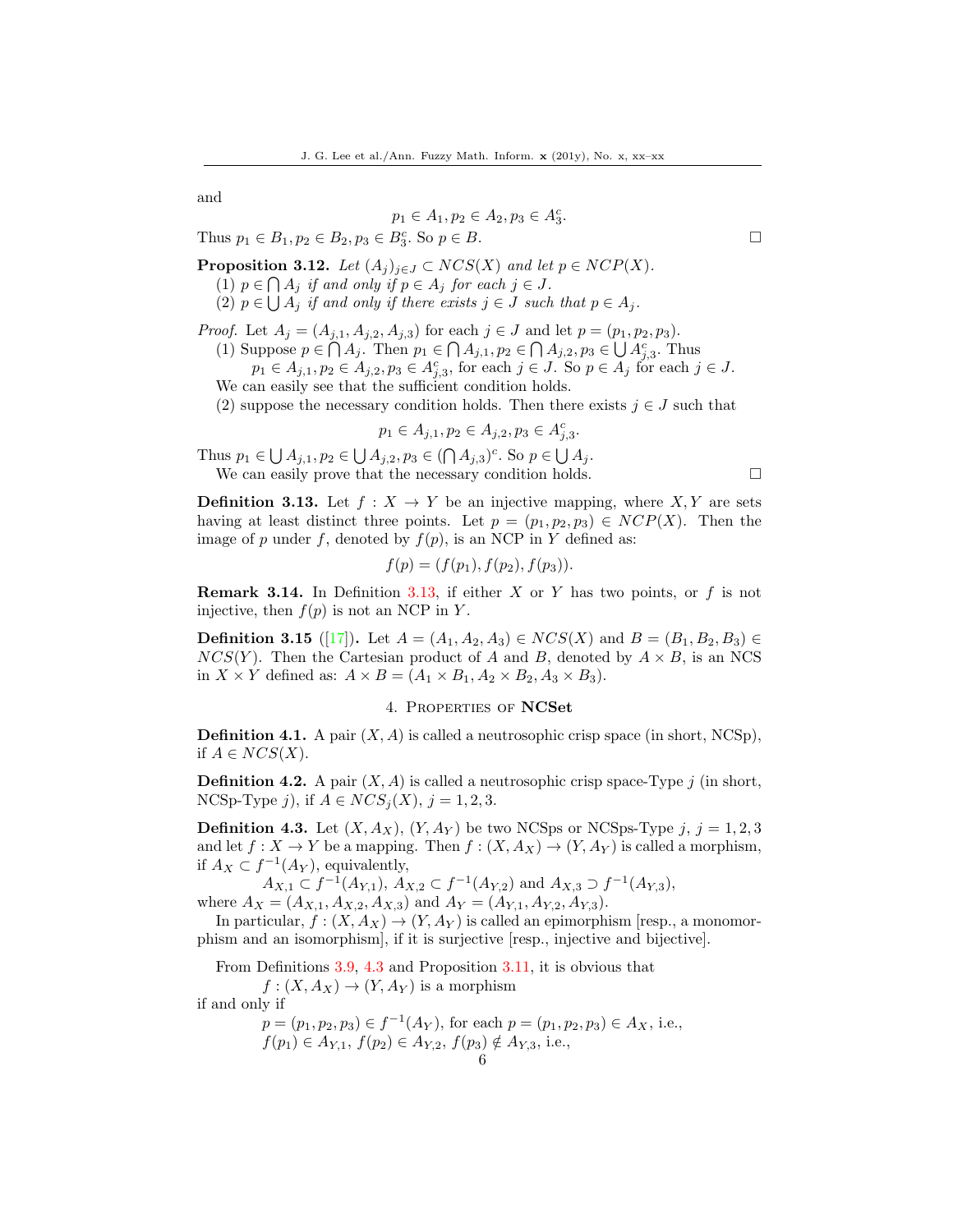and

$$p_1 \in A_1, p_2 \in A_2, p_3 \in A_3^c.$$

Thus $p_1 \in B_1, p_2 \in B_2, p_3 \in B_3^c$. So $p \in B$. □

**Proposition 3.12.** *Let $(A_j)_{j \in J} \subset NCS(X)$ and let $p \in NCP(X)$.*
(1) *$p \in \bigcap A_j$ if and only if $p \in A_j$ for each $j \in J$.*
(2) *$p \in \bigcup A_j$ if and only if there exists $j \in J$ such that $p \in A_j$.*

*Proof.* Let $A_j = (A_{j,1}, A_{j,2}, A_{j,3})$ for each $j \in J$ and let $p = (p_1, p_2, p_3)$.
(1) Suppose $p \in \bigcap A_j$. Then $p_1 \in \bigcap A_{j,1}, p_2 \in \bigcap A_{j,2}, p_3 \in \bigcup A^c_{j,3}$. Thus
$p_1 \in A_{j,1}, p_2 \in A_{j,2}, p_3 \in A^c_{j,3}$, for each $j \in J$. So $p \in A_j$ for each $j \in J$.
We can easily see that the sufficient condition holds.
(2) suppose the necessary condition holds. Then there exists $j \in J$ such that

$$p_1 \in A_{j,1}, p_2 \in A_{j,2}, p_3 \in A^c_{j,3}.$$

Thus $p_1 \in \bigcup A_{j,1}, p_2 \in \bigcup A_{j,2}, p_3 \in (\bigcap A_{j,3})^c$. So $p \in \bigcup A_j$.
We can easily prove that the necessary condition holds. □

**Definition 3.13.** Let $f : X \to Y$ be an injective mapping, where $X, Y$ are sets having at least distinct three points. Let $p = (p_1, p_2, p_3) \in NCP(X)$. Then the image of $p$ under $f$, denoted by $f(p)$, is an NCP in $Y$ defined as:

$$f(p) = (f(p_1), f(p_2), f(p_3)).$$

**Remark 3.14.** In Definition 3.13, if either $X$ or $Y$ has two points, or $f$ is not injective, then $f(p)$ is not an NCP in $Y$.

**Definition 3.15** ([17])**.** Let $A = (A_1, A_2, A_3) \in NCS(X)$ and $B = (B_1, B_2, B_3) \in NCS(Y)$. Then the Cartesian product of $A$ and $B$, denoted by $A \times B$, is an NCS in $X \times Y$ defined as: $A \times B = (A_1 \times B_1, A_2 \times B_2, A_3 \times B_3)$.

## 4. Properties of **NCSet**

**Definition 4.1.** A pair $(X, A)$ is called a neutrosophic crisp space (in short, NCSp), if $A \in NCS(X)$.

**Definition 4.2.** A pair $(X, A)$ is called a neutrosophic crisp space-Type $j$ (in short, NCSp-Type $j$), if $A \in NCS_j(X)$, $j = 1, 2, 3$.

**Definition 4.3.** Let $(X, A_X)$, $(Y, A_Y)$ be two NCSps or NCSps-Type $j$, $j = 1, 2, 3$ and let $f : X \to Y$ be a mapping. Then $f : (X, A_X) \to (Y, A_Y)$ is called a morphism, if $A_X \subset f^{-1}(A_Y)$, equivalently,
$A_{X,1} \subset f^{-1}(A_{Y,1})$, $A_{X,2} \subset f^{-1}(A_{Y,2})$ and $A_{X,3} \supset f^{-1}(A_{Y,3})$,
where $A_X = (A_{X,1}, A_{X,2}, A_{X,3})$ and $A_Y = (A_{Y,1}, A_{Y,2}, A_{Y,3})$.
In particular, $f : (X, A_X) \to (Y, A_Y)$ is called an epimorphism [resp., a monomorphism and an isomorphism], if it is surjective [resp., injective and bijective].

From Definitions 3.9, 4.3 and Proposition 3.11, it is obvious that
$f : (X, A_X) \to (Y, A_Y)$ is a morphism
if and only if
$p = (p_1, p_2, p_3) \in f^{-1}(A_Y)$, for each $p = (p_1, p_2, p_3) \in A_X$, i.e.,
$f(p_1) \in A_{Y,1}$, $f(p_2) \in A_{Y,2}$, $f(p_3) \notin A_{Y,3}$, i.e.,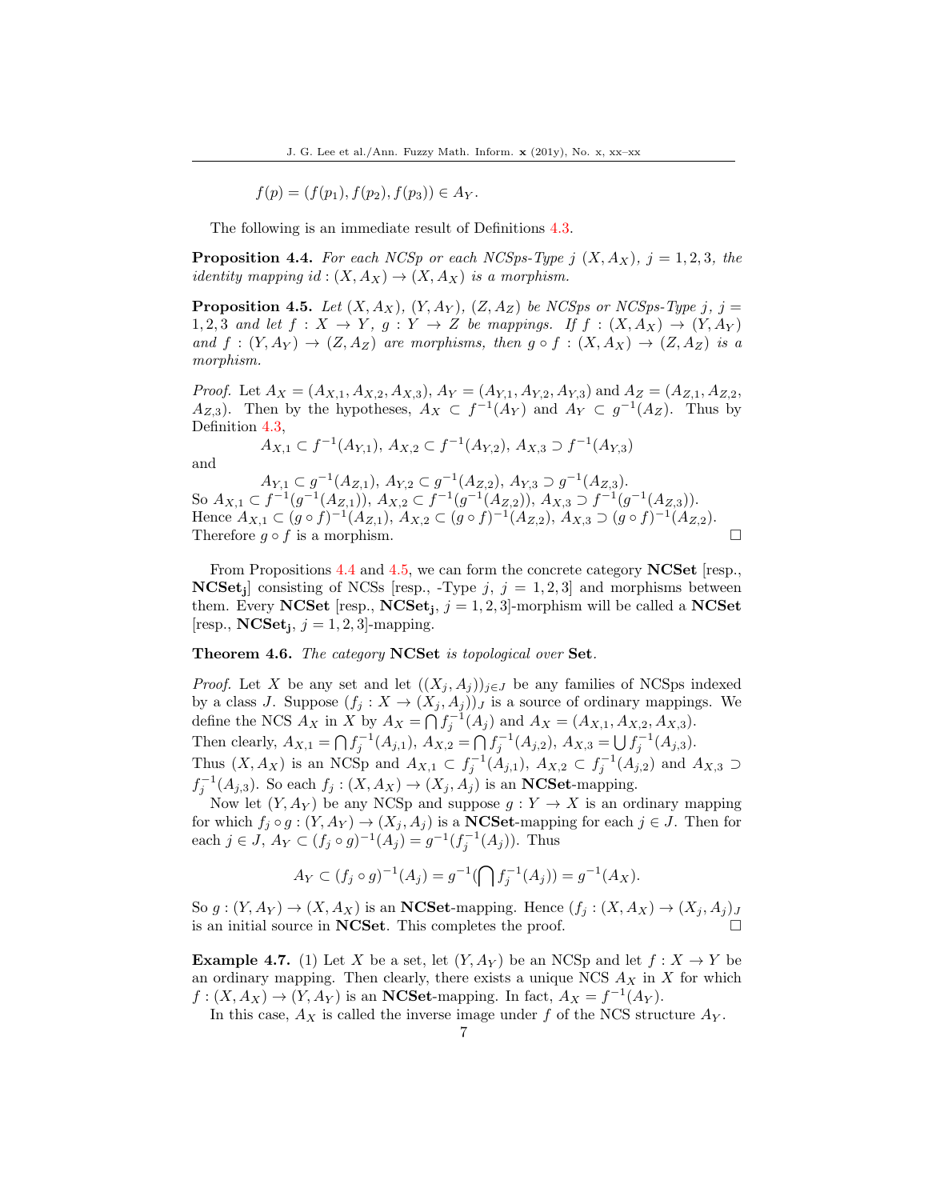$$f(p) = (f(p_1), f(p_2), f(p_3)) \in A_Y.$$

The following is an immediate result of Definitions 4.3.

**Proposition 4.4.** *For each NCSp or each NCSps-Type $j$ $(X, A_X)$, $j = 1, 2, 3$, the identity mapping $id : (X, A_X) \to (X, A_X)$ is a morphism.*

**Proposition 4.5.** *Let $(X, A_X)$, $(Y, A_Y)$, $(Z, A_Z)$ be NCSps or NCSps-Type $j$, $j = 1, 2, 3$ and let $f : X \to Y$, $g : Y \to Z$ be mappings. If $f : (X, A_X) \to (Y, A_Y)$ and $f : (Y, A_Y) \to (Z, A_Z)$ are morphisms, then $g \circ f : (X, A_X) \to (Z, A_Z)$ is a morphism.*

*Proof.* Let $A_X = (A_{X,1}, A_{X,2}, A_{X,3})$, $A_Y = (A_{Y,1}, A_{Y,2}, A_{Y,3})$ and $A_Z = (A_{Z,1}, A_{Z,2}, A_{Z,3})$. Then by the hypotheses, $A_X \subset f^{-1}(A_Y)$ and $A_Y \subset g^{-1}(A_Z)$. Thus by Definition 4.3,

$$A_{X,1} \subset f^{-1}(A_{Y,1}),\ A_{X,2} \subset f^{-1}(A_{Y,2}),\ A_{X,3} \supset f^{-1}(A_{Y,3})$$

and

$$A_{Y,1} \subset g^{-1}(A_{Z,1}),\ A_{Y,2} \subset g^{-1}(A_{Z,2}),\ A_{Y,3} \supset g^{-1}(A_{Z,3}).$$

So $A_{X,1} \subset f^{-1}(g^{-1}(A_{Z,1}))$, $A_{X,2} \subset f^{-1}(g^{-1}(A_{Z,2}))$, $A_{X,3} \supset f^{-1}(g^{-1}(A_{Z,3}))$.
Hence $A_{X,1} \subset (g \circ f)^{-1}(A_{Z,1})$, $A_{X,2} \subset (g \circ f)^{-1}(A_{Z,2})$, $A_{X,3} \supset (g \circ f)^{-1}(A_{Z,2})$.
Therefore $g \circ f$ is a morphism. □

From Propositions 4.4 and 4.5, we can form the concrete category **NCSet** [resp., $\mathbf{NCSet_j}$] consisting of NCSs [resp., -Type $j$, $j = 1, 2, 3$] and morphisms between them. Every **NCSet** [resp., $\mathbf{NCSet_j}$, $j = 1, 2, 3$]-morphism will be called a **NCSet** [resp., $\mathbf{NCSet_j}$, $j = 1, 2, 3$]-mapping.

**Theorem 4.6.** *The category* **NCSet** *is topological over* **Set**.

*Proof.* Let $X$ be any set and let $((X_j, A_j))_{j \in J}$ be any families of NCSps indexed by a class $J$. Suppose $(f_j : X \to (X_j, A_j))_J$ is a source of ordinary mappings. We define the NCS $A_X$ in $X$ by $A_X = \bigcap f_j^{-1}(A_j)$ and $A_X = (A_{X,1}, A_{X,2}, A_{X,3})$.
Then clearly, $A_{X,1} = \bigcap f_j^{-1}(A_{j,1})$, $A_{X,2} = \bigcap f_j^{-1}(A_{j,2})$, $A_{X,3} = \bigcup f_j^{-1}(A_{j,3})$.
Thus $(X, A_X)$ is an NCSp and $A_{X,1} \subset f_j^{-1}(A_{j,1})$, $A_{X,2} \subset f_j^{-1}(A_{j,2})$ and $A_{X,3} \supset f_j^{-1}(A_{j,3})$. So each $f_j : (X, A_X) \to (X_j, A_j)$ is an **NCSet**-mapping.

Now let $(Y, A_Y)$ be any NCSp and suppose $g : Y \to X$ is an ordinary mapping for which $f_j \circ g : (Y, A_Y) \to (X_j, A_j)$ is a **NCSet**-mapping for each $j \in J$. Then for each $j \in J$, $A_Y \subset (f_j \circ g)^{-1}(A_j) = g^{-1}(f_j^{-1}(A_j))$. Thus

$$A_Y \subset (f_j \circ g)^{-1}(A_j) = g^{-1}(\bigcap f_j^{-1}(A_j)) = g^{-1}(A_X).$$

So $g : (Y, A_Y) \to (X, A_X)$ is an **NCSet**-mapping. Hence $(f_j : (X, A_X) \to (X_j, A_j)_J$ is an initial source in **NCSet**. This completes the proof. □

**Example 4.7.** (1) Let $X$ be a set, let $(Y, A_Y)$ be an NCSp and let $f : X \to Y$ be an ordinary mapping. Then clearly, there exists a unique NCS $A_X$ in $X$ for which $f : (X, A_X) \to (Y, A_Y)$ is an **NCSet**-mapping. In fact, $A_X = f^{-1}(A_Y)$.

In this case, $A_X$ is called the inverse image under $f$ of the NCS structure $A_Y$.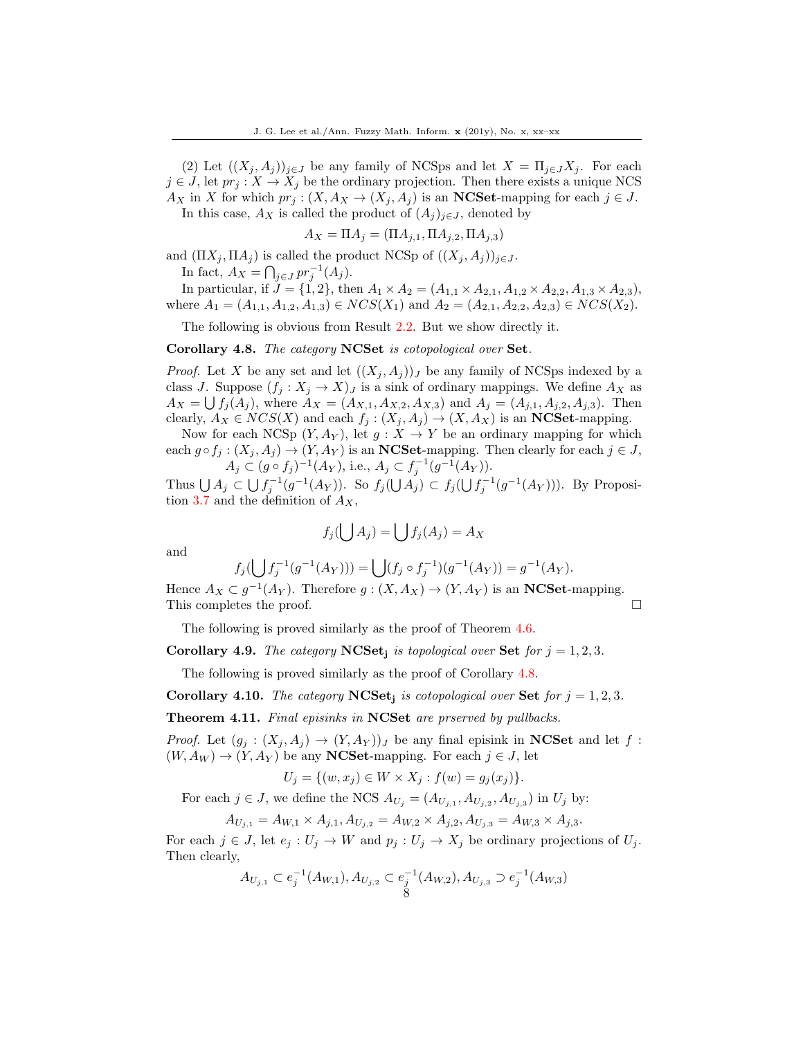(2) Let $((X_j, A_j))_{j\in J}$ be any family of NCSps and let $X = \Pi_{j\in J} X_j$. For each $j \in J$, let $pr_j : X \to X_j$ be the ordinary projection. Then there exists a unique NCS $A_X$ in $X$ for which $pr_j : (X, A_X \to (X_j, A_j)$ is an **NCSet**-mapping for each $j \in J$.

In this case, $A_X$ is called the product of $(A_j)_{j\in J}$, denoted by

$$A_X = \Pi A_j = (\Pi A_{j,1}, \Pi A_{j,2}, \Pi A_{j,3})$$

and $(\Pi X_j, \Pi A_j)$ is called the product NCSp of $((X_j, A_j))_{j\in J}$.

In fact, $A_X = \bigcap_{j\in J} pr_j^{-1}(A_j)$.

In particular, if $J = \{1, 2\}$, then $A_1 \times A_2 = (A_{1,1} \times A_{2,1}, A_{1,2} \times A_{2,2}, A_{1,3} \times A_{2,3})$, where $A_1 = (A_{1,1}, A_{1,2}, A_{1,3}) \in NCS(X_1)$ and $A_2 = (A_{2,1}, A_{2,2}, A_{2,3}) \in NCS(X_2)$.

The following is obvious from Result 2.2. But we show directly it.

**Corollary 4.8.** *The category* **NCSet** *is cotopological over* **Set**.

*Proof.* Let $X$ be any set and let $((X_j, A_j))_J$ be any family of NCSps indexed by a class $J$. Suppose $(f_j : X_j \to X)_J$ is a sink of ordinary mappings. We define $A_X$ as $A_X = \bigcup f_j(A_j)$, where $A_X = (A_{X,1}, A_{X,2}, A_{X,3})$ and $A_j = (A_{j,1}, A_{j,2}, A_{j,3})$. Then clearly, $A_X \in NCS(X)$ and each $f_j : (X_j, A_j) \to (X, A_X)$ is an **NCSet**-mapping.

Now for each NCSp $(Y, A_Y)$, let $g : X \to Y$ be an ordinary mapping for which each $g \circ f_j : (X_j, A_j) \to (Y, A_Y)$ is an **NCSet**-mapping. Then clearly for each $j \in J$,

$$A_j \subset (g \circ f_j)^{-1}(A_Y), \text{ i.e., } A_j \subset f_j^{-1}(g^{-1}(A_Y)).$$

Thus $\bigcup A_j \subset \bigcup f_j^{-1}(g^{-1}(A_Y))$. So $f_j(\bigcup A_j) \subset f_j(\bigcup f_j^{-1}(g^{-1}(A_Y)))$. By Proposition 3.7 and the definition of $A_X$,

$$f_j(\bigcup A_j) = \bigcup f_j(A_j) = A_X$$

and

$$f_j(\bigcup f_j^{-1}(g^{-1}(A_Y))) = \bigcup (f_j \circ f_j^{-1})(g^{-1}(A_Y)) = g^{-1}(A_Y).$$

Hence $A_X \subset g^{-1}(A_Y)$. Therefore $g : (X, A_X) \to (Y, A_Y)$ is an **NCSet**-mapping. This completes the proof. $\square$

The following is proved similarly as the proof of Theorem 4.6.

**Corollary 4.9.** *The category* $\mathbf{NCSet_j}$ *is topological over* **Set** *for* $j = 1, 2, 3$.

The following is proved similarly as the proof of Corollary 4.8.

**Corollary 4.10.** *The category* $\mathbf{NCSet_j}$ *is cotopological over* **Set** *for* $j = 1, 2, 3$.

**Theorem 4.11.** *Final episinks in* **NCSet** *are prserved by pullbacks.*

*Proof.* Let $(g_j : (X_j, A_j) \to (Y, A_Y))_J$ be any final episink in **NCSet** and let $f : (W, A_W) \to (Y, A_Y)$ be any **NCSet**-mapping. For each $j \in J$, let

$$U_j = \{(w, x_j) \in W \times X_j : f(w) = g_j(x_j)\}.$$

For each $j \in J$, we define the NCS $A_{U_j} = (A_{U_{j,1}}, A_{U_{j,2}}, A_{U_{j,3}})$ in $U_j$ by:

$$A_{U_{j,1}} = A_{W,1} \times A_{j,1}, A_{U_{j,2}} = A_{W,2} \times A_{j,2}, A_{U_{j,3}} = A_{W,3} \times A_{j,3}.$$

For each $j \in J$, let $e_j : U_j \to W$ and $p_j : U_j \to X_j$ be ordinary projections of $U_j$. Then clearly,

$$A_{U_{j,1}} \subset e_j^{-1}(A_{W,1}), A_{U_{j,2}} \subset e_j^{-1}(A_{W,2}), A_{U_{j,3}} \supset e_j^{-1}(A_{W,3})$$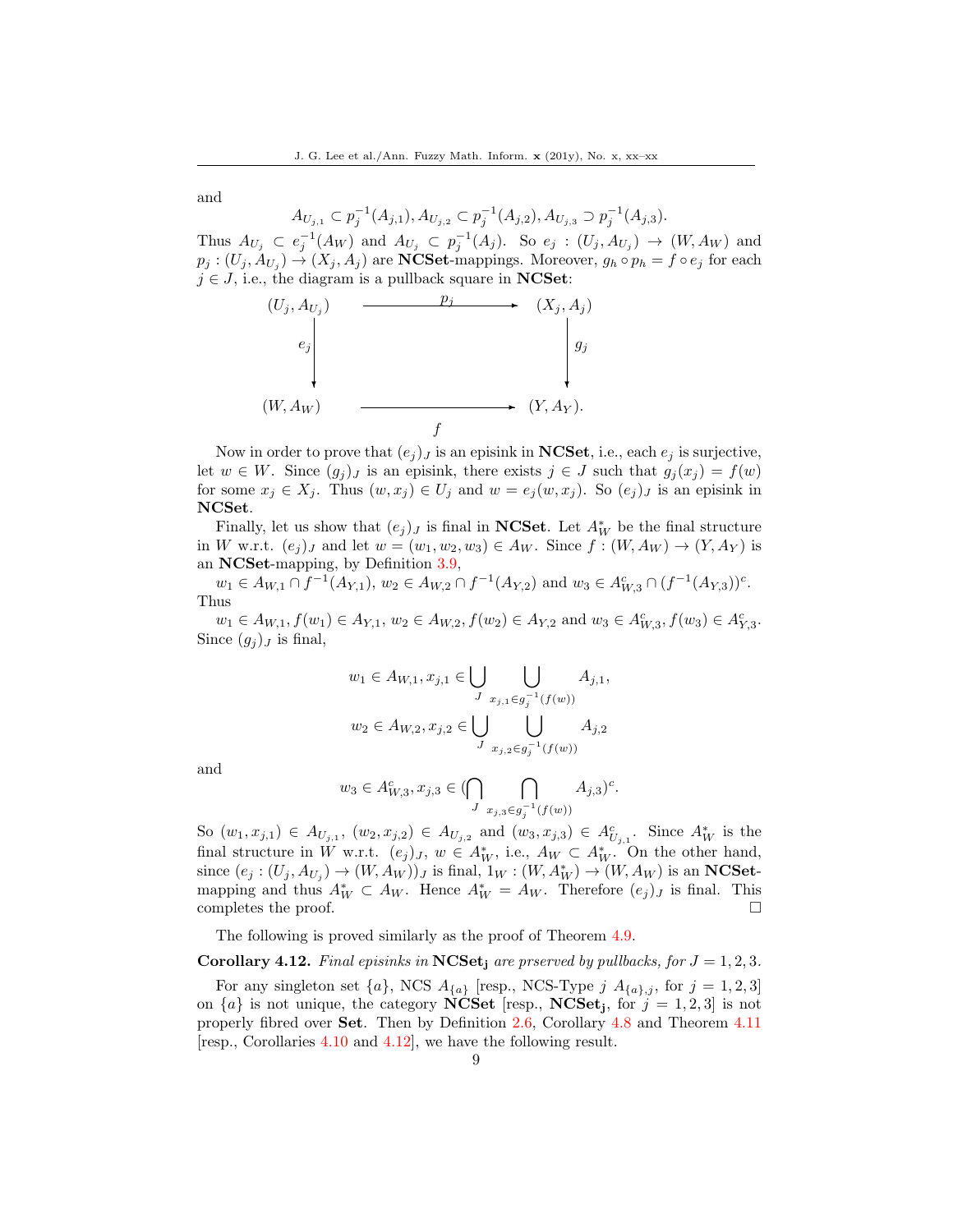and

$$A_{U_{j,1}} \subset p_j^{-1}(A_{j,1}), A_{U_{j,2}} \subset p_j^{-1}(A_{j,2}), A_{U_{j,3}} \supset p_j^{-1}(A_{j,3}).$$

Thus $A_{U_j} \subset e_j^{-1}(A_W)$ and $A_{U_j} \subset p_j^{-1}(A_j)$. So $e_j : (U_j, A_{U_j}) \to (W, A_W)$ and $p_j : (U_j, A_{U_j}) \to (X_j, A_j)$ are **NCSet**-mappings. Moreover, $g_h \circ p_h = f \circ e_j$ for each $j \in J$, i.e., the diagram is a pullback square in **NCSet**:

$$\begin{array}{ccc}
(U_j, A_{U_j}) & \xrightarrow{\quad p_j \quad} & (X_j, A_j) \\
\Big\downarrow e_j & & \Big\downarrow g_j \\
(W, A_W) & \xrightarrow[\quad f \quad]{} & (Y, A_Y).
\end{array}$$

Now in order to prove that $(e_j)_J$ is an episink in **NCSet**, i.e., each $e_j$ is surjective, let $w \in W$. Since $(g_j)_J$ is an episink, there exists $j \in J$ such that $g_j(x_j) = f(w)$ for some $x_j \in X_j$. Thus $(w, x_j) \in U_j$ and $w = e_j(w, x_j)$. So $(e_j)_J$ is an episink in **NCSet**.

Finally, let us show that $(e_j)_J$ is final in **NCSet**. Let $A^*_W$ be the final structure in $W$ w.r.t. $(e_j)_J$ and let $w = (w_1, w_2, w_3) \in A_W$. Since $f : (W, A_W) \to (Y, A_Y)$ is an **NCSet**-mapping, by Definition 3.9,

$w_1 \in A_{W,1} \cap f^{-1}(A_{Y,1})$, $w_2 \in A_{W,2} \cap f^{-1}(A_{Y,2})$ and $w_3 \in A^c_{W,3} \cap (f^{-1}(A_{Y,3}))^c$.

Thus

$w_1 \in A_{W,1}, f(w_1) \in A_{Y,1}$, $w_2 \in A_{W,2}, f(w_2) \in A_{Y,2}$ and $w_3 \in A^c_{W,3}, f(w_3) \in A^c_{Y,3}$.

Since $(g_j)_J$ is final,

$$w_1 \in A_{W,1}, x_{j,1} \in \bigcup_J \bigcup_{x_{j,1} \in g_j^{-1}(f(w))} A_{j,1},$$

$$w_2 \in A_{W,2}, x_{j,2} \in \bigcup_J \bigcup_{x_{j,2} \in g_j^{-1}(f(w))} A_{j,2}$$

and

$$w_3 \in A^c_{W,3}, x_{j,3} \in (\bigcap_J \bigcap_{x_{j,3} \in g_j^{-1}(f(w))} A_{j,3})^c.$$

So $(w_1, x_{j,1}) \in A_{U_{j,1}}$, $(w_2, x_{j,2}) \in A_{U_{j,2}}$ and $(w_3, x_{j,3}) \in A^c_{U_{j,1}}$. Since $A^*_W$ is the final structure in $W$ w.r.t. $(e_j)_J$, $w \in A^*_W$, i.e., $A_W \subset A^*_W$. On the other hand, since $(e_j : (U_j, A_{U_j}) \to (W, A_W))_J$ is final, $1_W : (W, A^*_W) \to (W, A_W)$ is an **NCSet**-mapping and thus $A^*_W \subset A_W$. Hence $A^*_W = A_W$. Therefore $(e_j)_J$ is final. This completes the proof. $\square$

The following is proved similarly as the proof of Theorem 4.9.

**Corollary 4.12.** *Final episinks in* $\mathbf{NCSet_j}$ *are prserved by pullbacks, for* $J = 1, 2, 3$.

For any singleton set $\{a\}$, NCS $A_{\{a\}}$ [resp., NCS-Type $j$ $A_{\{a\},j}$, for $j = 1, 2, 3$] on $\{a\}$ is not unique, the category **NCSet** [resp., $\mathbf{NCSet_j}$, for $j = 1, 2, 3$] is not properly fibred over **Set**. Then by Definition 2.6, Corollary 4.8 and Theorem 4.11 [resp., Corollaries 4.10 and 4.12], we have the following result.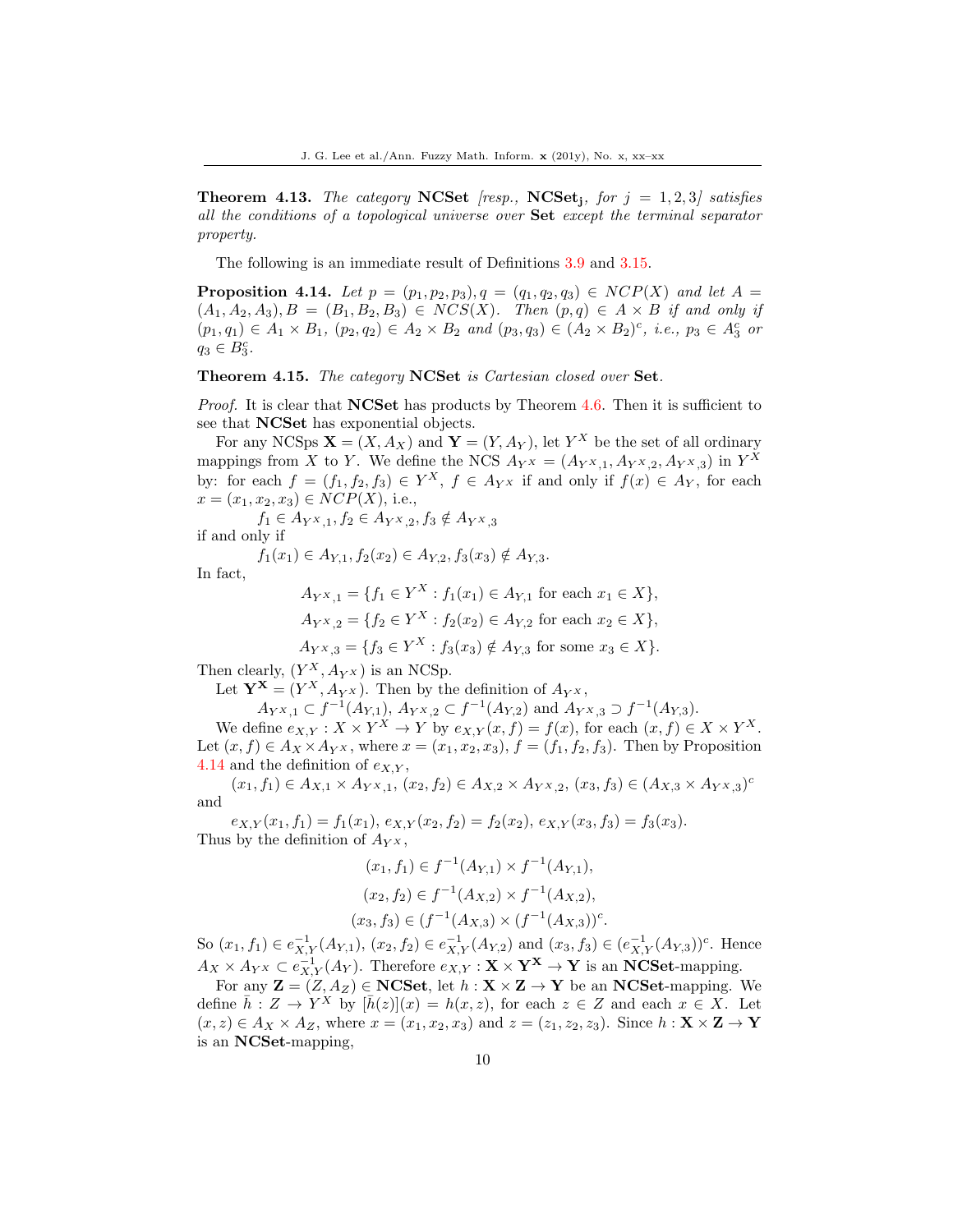**Theorem 4.13.** *The category* **NCSet** *[resp.,* $\mathbf{NCSet_j}$*, for* $j = 1, 2, 3$*] satisfies all the conditions of a topological universe over* **Set** *except the terminal separator property.*

The following is an immediate result of Definitions 3.9 and 3.15.

**Proposition 4.14.** *Let* $p = (p_1, p_2, p_3), q = (q_1, q_2, q_3) \in NCP(X)$ *and let* $A = (A_1, A_2, A_3), B = (B_1, B_2, B_3) \in NCS(X)$*. Then* $(p, q) \in A \times B$ *if and only if* $(p_1, q_1) \in A_1 \times B_1$*,* $(p_2, q_2) \in A_2 \times B_2$ *and* $(p_3, q_3) \in (A_2 \times B_2)^c$*, i.e.,* $p_3 \in A_3^c$ *or* $q_3 \in B_3^c$*.*

**Theorem 4.15.** *The category* **NCSet** *is Cartesian closed over* **Set***.*

*Proof.* It is clear that **NCSet** has products by Theorem 4.6. Then it is sufficient to see that **NCSet** has exponential objects.

For any NCSps $\mathbf{X} = (X, A_X)$ and $\mathbf{Y} = (Y, A_Y)$, let $Y^X$ be the set of all ordinary mappings from $X$ to $Y$. We define the NCS $A_{Y^X} = (A_{Y^X,1}, A_{Y^X,2}, A_{Y^X,3})$ in $Y^X$ by: for each $f = (f_1, f_2, f_3) \in Y^X$, $f \in A_{Y^X}$ if and only if $f(x) \in A_Y$, for each $x = (x_1, x_2, x_3) \in NCP(X)$, i.e.,

$$f_1 \in A_{Y^X,1}, f_2 \in A_{Y^X,2}, f_3 \notin A_{Y^X,3}$$

if and only if

$$f_1(x_1) \in A_{Y,1}, f_2(x_2) \in A_{Y,2}, f_3(x_3) \notin A_{Y,3}.$$

In fact,

$$A_{Y^X,1} = \{f_1 \in Y^X : f_1(x_1) \in A_{Y,1} \text{ for each } x_1 \in X\},$$

$$A_{Y^X,2} = \{f_2 \in Y^X : f_2(x_2) \in A_{Y,2} \text{ for each } x_2 \in X\},$$

$$A_{Y^X,3} = \{f_3 \in Y^X : f_3(x_3) \notin A_{Y,3} \text{ for some } x_3 \in X\}.$$

Then clearly, $(Y^X, A_{Y^X})$ is an NCSp.

Let $\mathbf{Y^X} = (Y^X, A_{Y^X})$. Then by the definition of $A_{Y^X}$,

$$A_{Y^X,1} \subset f^{-1}(A_{Y,1}),\ A_{Y^X,2} \subset f^{-1}(A_{Y,2}) \text{ and } A_{Y^X,3} \supset f^{-1}(A_{Y,3}).$$

We define $e_{X,Y} : X \times Y^X \to Y$ by $e_{X,Y}(x, f) = f(x)$, for each $(x, f) \in X \times Y^X$. Let $(x, f) \in A_X \times A_{Y^X}$, where $x = (x_1, x_2, x_3)$, $f = (f_1, f_2, f_3)$. Then by Proposition 4.14 and the definition of $e_{X,Y}$,

$$(x_1, f_1) \in A_{X,1} \times A_{Y^X,1},\ (x_2, f_2) \in A_{X,2} \times A_{Y^X,2},\ (x_3, f_3) \in (A_{X,3} \times A_{Y^X,3})^c$$

and

$$e_{X,Y}(x_1, f_1) = f_1(x_1),\ e_{X,Y}(x_2, f_2) = f_2(x_2),\ e_{X,Y}(x_3, f_3) = f_3(x_3).$$

Thus by the definition of $A_{Y^X}$,

$$(x_1, f_1) \in f^{-1}(A_{Y,1}) \times f^{-1}(A_{Y,1}),$$

$$(x_2, f_2) \in f^{-1}(A_{X,2}) \times f^{-1}(A_{X,2}),$$

$$(x_3, f_3) \in (f^{-1}(A_{X,3}) \times (f^{-1}(A_{X,3}))^c.$$

So $(x_1, f_1) \in e^{-1}_{X,Y}(A_{Y,1})$, $(x_2, f_2) \in e^{-1}_{X,Y}(A_{Y,2})$ and $(x_3, f_3) \in (e^{-1}_{X,Y}(A_{Y,3}))^c$. Hence $A_X \times A_{Y^X} \subset e^{-1}_{X,Y}(A_Y)$. Therefore $e_{X,Y} : \mathbf{X} \times \mathbf{Y^X} \to \mathbf{Y}$ is an **NCSet**-mapping.

For any $\mathbf{Z} = (Z, A_Z) \in$ **NCSet**, let $h : \mathbf{X} \times \mathbf{Z} \to \mathbf{Y}$ be an **NCSet**-mapping. We define $\bar{h} : Z \to Y^X$ by $[\bar{h}(z)](x) = h(x, z)$, for each $z \in Z$ and each $x \in X$. Let $(x, z) \in A_X \times A_Z$, where $x = (x_1, x_2, x_3)$ and $z = (z_1, z_2, z_3)$. Since $h : \mathbf{X} \times \mathbf{Z} \to \mathbf{Y}$ is an **NCSet**-mapping,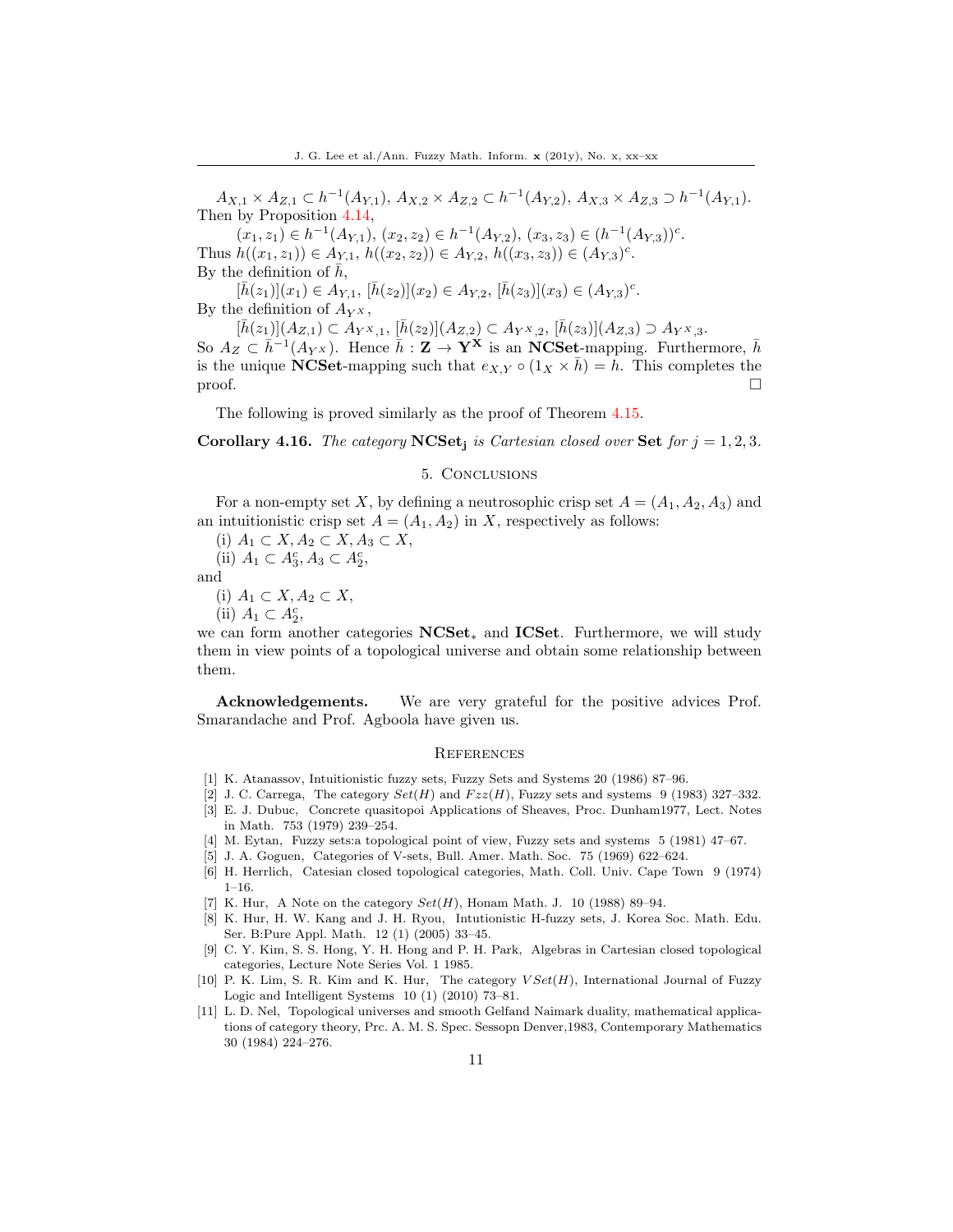$A_{X,1} \times A_{Z,1} \subset h^{-1}(A_{Y,1})$, $A_{X,2} \times A_{Z,2} \subset h^{-1}(A_{Y,2})$, $A_{X,3} \times A_{Z,3} \supset h^{-1}(A_{Y,1})$.
Then by Proposition 4.14,

$(x_1, z_1) \in h^{-1}(A_{Y,1})$, $(x_2, z_2) \in h^{-1}(A_{Y,2})$, $(x_3, z_3) \in (h^{-1}(A_{Y,3}))^c$.

Thus $h((x_1, z_1)) \in A_{Y,1}$, $h((x_2, z_2)) \in A_{Y,2}$, $h((x_3, z_3)) \in (A_{Y,3})^c$.
By the definition of $\bar{h}$,

$[\bar{h}(z_1)](x_1) \in A_{Y,1}$, $[\bar{h}(z_2)](x_2) \in A_{Y,2}$, $[\bar{h}(z_3)](x_3) \in (A_{Y,3})^c$.

By the definition of $A_{Y^X}$,

$[\bar{h}(z_1)](A_{Z,1}) \subset A_{Y^X,1}$, $[\bar{h}(z_2)](A_{Z,2}) \subset A_{Y^X,2}$, $[\bar{h}(z_3)](A_{Z,3}) \supset A_{Y^X,3}$.

So $A_Z \subset \bar{h}^{-1}(A_{Y^X})$. Hence $\bar{h} : \mathbf{Z} \to \mathbf{Y^X}$ is an **NCSet**-mapping. Furthermore, $\bar{h}$ is the unique **NCSet**-mapping such that $e_{X,Y} \circ (1_X \times \bar{h}) = h$. This completes the proof. □

The following is proved similarly as the proof of Theorem 4.15.

**Corollary 4.16.** *The category* $\mathbf{NCSet_j}$ *is Cartesian closed over* **Set** *for* $j = 1, 2, 3$.

## 5. Conclusions

For a non-empty set $X$, by defining a neutrosophic crisp set $A = (A_1, A_2, A_3)$ and an intuitionistic crisp set $A = (A_1, A_2)$ in $X$, respectively as follows:

(i) $A_1 \subset X, A_2 \subset X, A_3 \subset X$,

(ii) $A_1 \subset A_3^c, A_3 \subset A_2^c$,

and

(i) $A_1 \subset X, A_2 \subset X$,

(ii) $A_1 \subset A_2^c$,

we can form another categories $\mathbf{NCSet}_*$ and **ICSet**. Furthermore, we will study them in view points of a topological universe and obtain some relationship between them.

**Acknowledgements.** We are very grateful for the positive advices Prof. Smarandache and Prof. Agboola have given us.

## References

[1] K. Atanassov, Intuitionistic fuzzy sets, Fuzzy Sets and Systems 20 (1986) 87–96.

[2] J. C. Carrega, The category $Set(H)$ and $Fzz(H)$, Fuzzy sets and systems 9 (1983) 327–332.

[3] E. J. Dubuc, Concrete quasitopoi Applications of Sheaves, Proc. Dunham1977, Lect. Notes in Math. 753 (1979) 239–254.

[4] M. Eytan, Fuzzy sets:a topological point of view, Fuzzy sets and systems 5 (1981) 47–67.

[5] J. A. Goguen, Categories of V-sets, Bull. Amer. Math. Soc. 75 (1969) 622–624.

[6] H. Herrlich, Catesian closed topological categories, Math. Coll. Univ. Cape Town 9 (1974) 1–16.

[7] K. Hur, A Note on the category $Set(H)$, Honam Math. J. 10 (1988) 89–94.

[8] K. Hur, H. W. Kang and J. H. Ryou, Intutionistic H-fuzzy sets, J. Korea Soc. Math. Edu. Ser. B:Pure Appl. Math. 12 (1) (2005) 33–45.

[9] C. Y. Kim, S. S. Hong, Y. H. Hong and P. H. Park, Algebras in Cartesian closed topological categories, Lecture Note Series Vol. 1 1985.

[10] P. K. Lim, S. R. Kim and K. Hur, The category $VSet(H)$, International Journal of Fuzzy Logic and Intelligent Systems 10 (1) (2010) 73–81.

[11] L. D. Nel, Topological universes and smooth Gelfand Naimark duality, mathematical applications of category theory, Prc. A. M. S. Spec. Sessopn Denver,1983, Contemporary Mathematics 30 (1984) 224–276.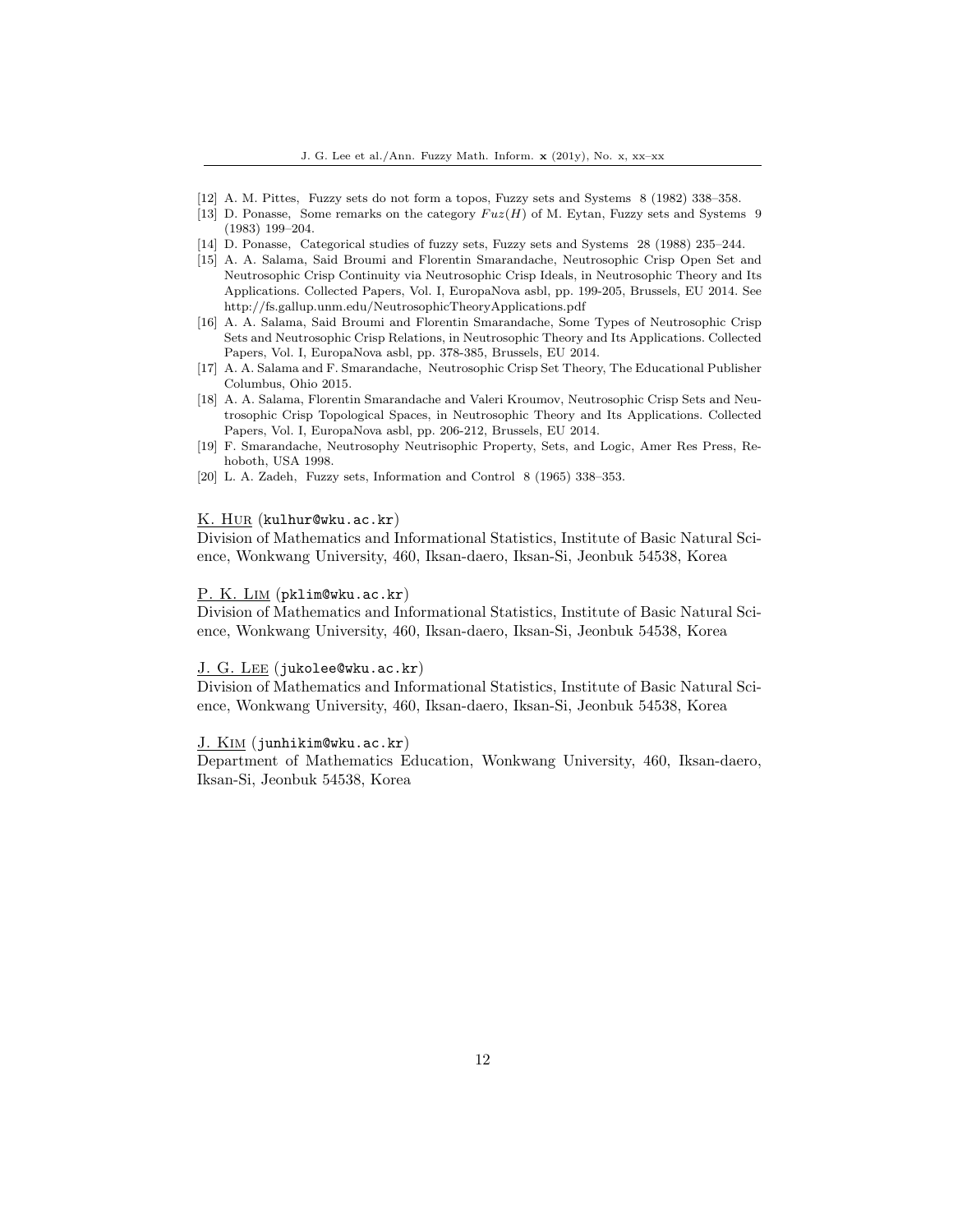[12] A. M. Pittes, Fuzzy sets do not form a topos, Fuzzy sets and Systems 8 (1982) 338–358.

[13] D. Ponasse, Some remarks on the category $Fuz(H)$ of M. Eytan, Fuzzy sets and Systems 9 (1983) 199–204.

[14] D. Ponasse, Categorical studies of fuzzy sets, Fuzzy sets and Systems 28 (1988) 235–244.

[15] A. A. Salama, Said Broumi and Florentin Smarandache, Neutrosophic Crisp Open Set and Neutrosophic Crisp Continuity via Neutrosophic Crisp Ideals, in Neutrosophic Theory and Its Applications. Collected Papers, Vol. I, EuropaNova asbl, pp. 199-205, Brussels, EU 2014. See http://fs.gallup.unm.edu/NeutrosophicTheoryApplications.pdf

[16] A. A. Salama, Said Broumi and Florentin Smarandache, Some Types of Neutrosophic Crisp Sets and Neutrosophic Crisp Relations, in Neutrosophic Theory and Its Applications. Collected Papers, Vol. I, EuropaNova asbl, pp. 378-385, Brussels, EU 2014.

[17] A. A. Salama and F. Smarandache, Neutrosophic Crisp Set Theory, The Educational Publisher Columbus, Ohio 2015.

[18] A. A. Salama, Florentin Smarandache and Valeri Kroumov, Neutrosophic Crisp Sets and Neutrosophic Crisp Topological Spaces, in Neutrosophic Theory and Its Applications. Collected Papers, Vol. I, EuropaNova asbl, pp. 206-212, Brussels, EU 2014.

[19] F. Smarandache, Neutrosophy Neutrisophic Property, Sets, and Logic, Amer Res Press, Rehoboth, USA 1998.

[20] L. A. Zadeh, Fuzzy sets, Information and Control 8 (1965) 338–353.

K. Hur (kulhur@wku.ac.kr)
Division of Mathematics and Informational Statistics, Institute of Basic Natural Science, Wonkwang University, 460, Iksan-daero, Iksan-Si, Jeonbuk 54538, Korea

P. K. Lim (pklim@wku.ac.kr)
Division of Mathematics and Informational Statistics, Institute of Basic Natural Science, Wonkwang University, 460, Iksan-daero, Iksan-Si, Jeonbuk 54538, Korea

J. G. Lee (jukolee@wku.ac.kr)
Division of Mathematics and Informational Statistics, Institute of Basic Natural Science, Wonkwang University, 460, Iksan-daero, Iksan-Si, Jeonbuk 54538, Korea

J. Kim (junhikim@wku.ac.kr)
Department of Mathematics Education, Wonkwang University, 460, Iksan-daero, Iksan-Si, Jeonbuk 54538, Korea